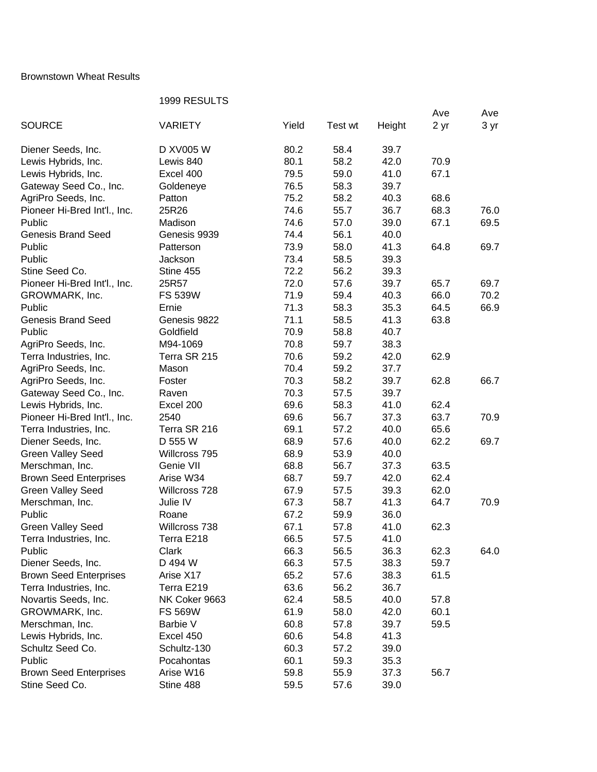Brownstown Wheat Results

1999 RESULTS

| SOURCE | VARIETY | Yield | Test wt | Height | Ave 2 yr | Ave 3 yr |
|---|---|---|---|---|---|---|
| Diener Seeds, Inc. | D XV005 W | 80.2 | 58.4 | 39.7 | | |
| Lewis Hybrids, Inc. | Lewis 840 | 80.1 | 58.2 | 42.0 | 70.9 | |
| Lewis Hybrids, Inc. | Excel 400 | 79.5 | 59.0 | 41.0 | 67.1 | |
| Gateway Seed Co., Inc. | Goldeneye | 76.5 | 58.3 | 39.7 | | |
| AgriPro Seeds, Inc. | Patton | 75.2 | 58.2 | 40.3 | 68.6 | |
| Pioneer Hi-Bred Int'l., Inc. | 25R26 | 74.6 | 55.7 | 36.7 | 68.3 | 76.0 |
| Public | Madison | 74.6 | 57.0 | 39.0 | 67.1 | 69.5 |
| Genesis Brand Seed | Genesis 9939 | 74.4 | 56.1 | 40.0 | | |
| Public | Patterson | 73.9 | 58.0 | 41.3 | 64.8 | 69.7 |
| Public | Jackson | 73.4 | 58.5 | 39.3 | | |
| Stine Seed Co. | Stine 455 | 72.2 | 56.2 | 39.3 | | |
| Pioneer Hi-Bred Int'l., Inc. | 25R57 | 72.0 | 57.6 | 39.7 | 65.7 | 69.7 |
| GROWMARK, Inc. | FS 539W | 71.9 | 59.4 | 40.3 | 66.0 | 70.2 |
| Public | Ernie | 71.3 | 58.3 | 35.3 | 64.5 | 66.9 |
| Genesis Brand Seed | Genesis 9822 | 71.1 | 58.5 | 41.3 | 63.8 | |
| Public | Goldfield | 70.9 | 58.8 | 40.7 | | |
| AgriPro Seeds, Inc. | M94-1069 | 70.8 | 59.7 | 38.3 | | |
| Terra Industries, Inc. | Terra SR 215 | 70.6 | 59.2 | 42.0 | 62.9 | |
| AgriPro Seeds, Inc. | Mason | 70.4 | 59.2 | 37.7 | | |
| AgriPro Seeds, Inc. | Foster | 70.3 | 58.2 | 39.7 | 62.8 | 66.7 |
| Gateway Seed Co., Inc. | Raven | 70.3 | 57.5 | 39.7 | | |
| Lewis Hybrids, Inc. | Excel 200 | 69.6 | 58.3 | 41.0 | 62.4 | |
| Pioneer Hi-Bred Int'l., Inc. | 2540 | 69.6 | 56.7 | 37.3 | 63.7 | 70.9 |
| Terra Industries, Inc. | Terra SR 216 | 69.1 | 57.2 | 40.0 | 65.6 | |
| Diener Seeds, Inc. | D 555 W | 68.9 | 57.6 | 40.0 | 62.2 | 69.7 |
| Green Valley Seed | Willcross 795 | 68.9 | 53.9 | 40.0 | | |
| Merschman, Inc. | Genie VII | 68.8 | 56.7 | 37.3 | 63.5 | |
| Brown Seed Enterprises | Arise W34 | 68.7 | 59.7 | 42.0 | 62.4 | |
| Green Valley Seed | Willcross 728 | 67.9 | 57.5 | 39.3 | 62.0 | |
| Merschman, Inc. | Julie IV | 67.3 | 58.7 | 41.3 | 64.7 | 70.9 |
| Public | Roane | 67.2 | 59.9 | 36.0 | | |
| Green Valley Seed | Willcross 738 | 67.1 | 57.8 | 41.0 | 62.3 | |
| Terra Industries, Inc. | Terra E218 | 66.5 | 57.5 | 41.0 | | |
| Public | Clark | 66.3 | 56.5 | 36.3 | 62.3 | 64.0 |
| Diener Seeds, Inc. | D 494 W | 66.3 | 57.5 | 38.3 | 59.7 | |
| Brown Seed Enterprises | Arise X17 | 65.2 | 57.6 | 38.3 | 61.5 | |
| Terra Industries, Inc. | Terra E219 | 63.6 | 56.2 | 36.7 | | |
| Novartis Seeds, Inc. | NK Coker 9663 | 62.4 | 58.5 | 40.0 | 57.8 | |
| GROWMARK, Inc. | FS 569W | 61.9 | 58.0 | 42.0 | 60.1 | |
| Merschman, Inc. | Barbie V | 60.8 | 57.8 | 39.7 | 59.5 | |
| Lewis Hybrids, Inc. | Excel 450 | 60.6 | 54.8 | 41.3 | | |
| Schultz Seed Co. | Schultz-130 | 60.3 | 57.2 | 39.0 | | |
| Public | Pocahontas | 60.1 | 59.3 | 35.3 | | |
| Brown Seed Enterprises | Arise W16 | 59.8 | 55.9 | 37.3 | 56.7 | |
| Stine Seed Co. | Stine 488 | 59.5 | 57.6 | 39.0 | | |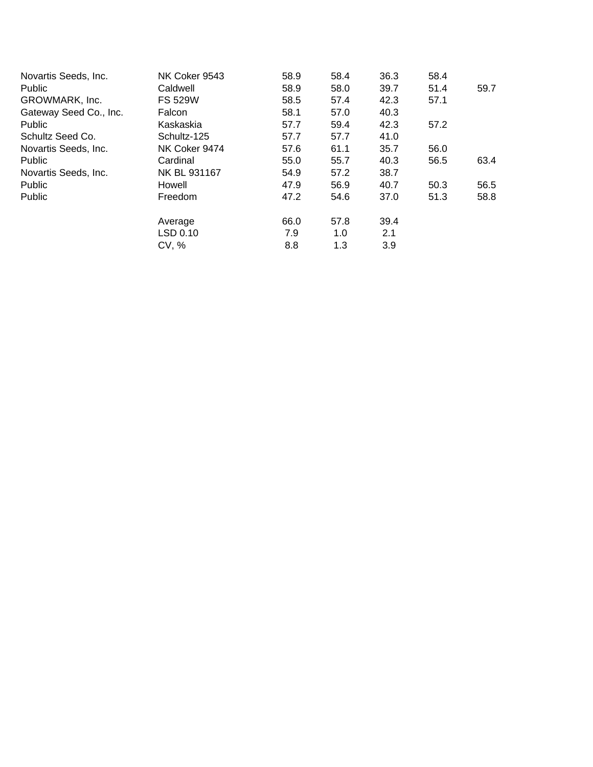| | | | | | | |
|---|---|---|---|---|---|---|
| Novartis Seeds, Inc. | NK Coker 9543 | 58.9 | 58.4 | 36.3 | 58.4 | |
| Public | Caldwell | 58.9 | 58.0 | 39.7 | 51.4 | 59.7 |
| GROWMARK, Inc. | FS 529W | 58.5 | 57.4 | 42.3 | 57.1 | |
| Gateway Seed Co., Inc. | Falcon | 58.1 | 57.0 | 40.3 | | |
| Public | Kaskaskia | 57.7 | 59.4 | 42.3 | 57.2 | |
| Schultz Seed Co. | Schultz-125 | 57.7 | 57.7 | 41.0 | | |
| Novartis Seeds, Inc. | NK Coker 9474 | 57.6 | 61.1 | 35.7 | 56.0 | |
| Public | Cardinal | 55.0 | 55.7 | 40.3 | 56.5 | 63.4 |
| Novartis Seeds, Inc. | NK BL 931167 | 54.9 | 57.2 | 38.7 | | |
| Public | Howell | 47.9 | 56.9 | 40.7 | 50.3 | 56.5 |
| Public | Freedom | 47.2 | 54.6 | 37.0 | 51.3 | 58.8 |
| | Average | 66.0 | 57.8 | 39.4 | | |
| | LSD 0.10 | 7.9 | 1.0 | 2.1 | | |
| | CV, % | 8.8 | 1.3 | 3.9 | | |